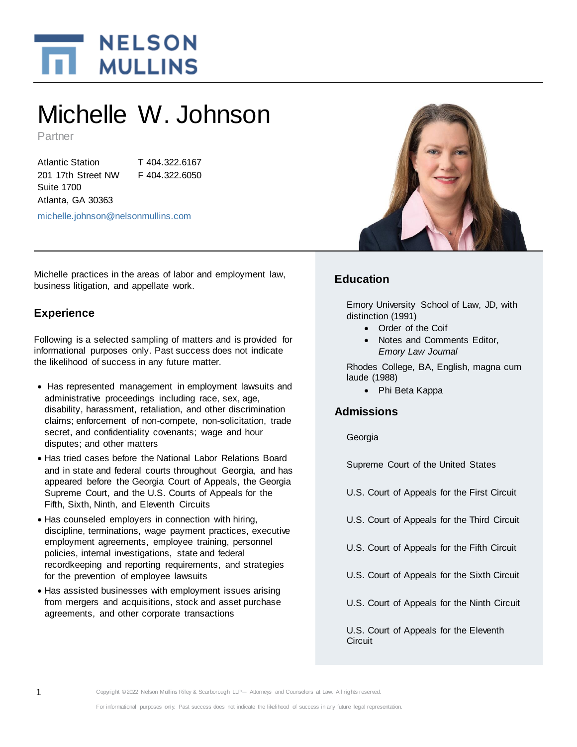# Michelle W. Johnson

Partner

Atlantic Station
201 17th Street NW
Suite 1700
Atlanta, GA 30363

T 404.322.6167
F 404.322.6050

michelle.johnson@nelsonmullins.com

Michelle practices in the areas of labor and employment law, business litigation, and appellate work.

## Experience

Following is a selected sampling of matters and is provided for informational purposes only. Past success does not indicate the likelihood of success in any future matter.

- Has represented management in employment lawsuits and administrative proceedings including race, sex, age, disability, harassment, retaliation, and other discrimination claims; enforcement of non-compete, non-solicitation, trade secret, and confidentiality covenants; wage and hour disputes; and other matters
- Has tried cases before the National Labor Relations Board and in state and federal courts throughout Georgia, and has appeared before the Georgia Court of Appeals, the Georgia Supreme Court, and the U.S. Courts of Appeals for the Fifth, Sixth, Ninth, and Eleventh Circuits
- Has counseled employers in connection with hiring, discipline, terminations, wage payment practices, executive employment agreements, employee training, personnel policies, internal investigations, state and federal recordkeeping and reporting requirements, and strategies for the prevention of employee lawsuits
- Has assisted businesses with employment issues arising from mergers and acquisitions, stock and asset purchase agreements, and other corporate transactions

## Education

Emory University School of Law, JD, with distinction (1991)

- Order of the Coif
- Notes and Comments Editor, *Emory Law Journal*

Rhodes College, BA, English, magna cum laude (1988)

- Phi Beta Kappa

## Admissions

Georgia

Supreme Court of the United States

U.S. Court of Appeals for the First Circuit

U.S. Court of Appeals for the Third Circuit

U.S. Court of Appeals for the Fifth Circuit

U.S. Court of Appeals for the Sixth Circuit

U.S. Court of Appeals for the Ninth Circuit

U.S. Court of Appeals for the Eleventh Circuit

Copyright ©2022 Nelson Mullins Riley & Scarborough LLP— Attorneys and Counselors at Law. All rights reserved.

For informational purposes only. Past success does not indicate the likelihood of success in any future legal representation.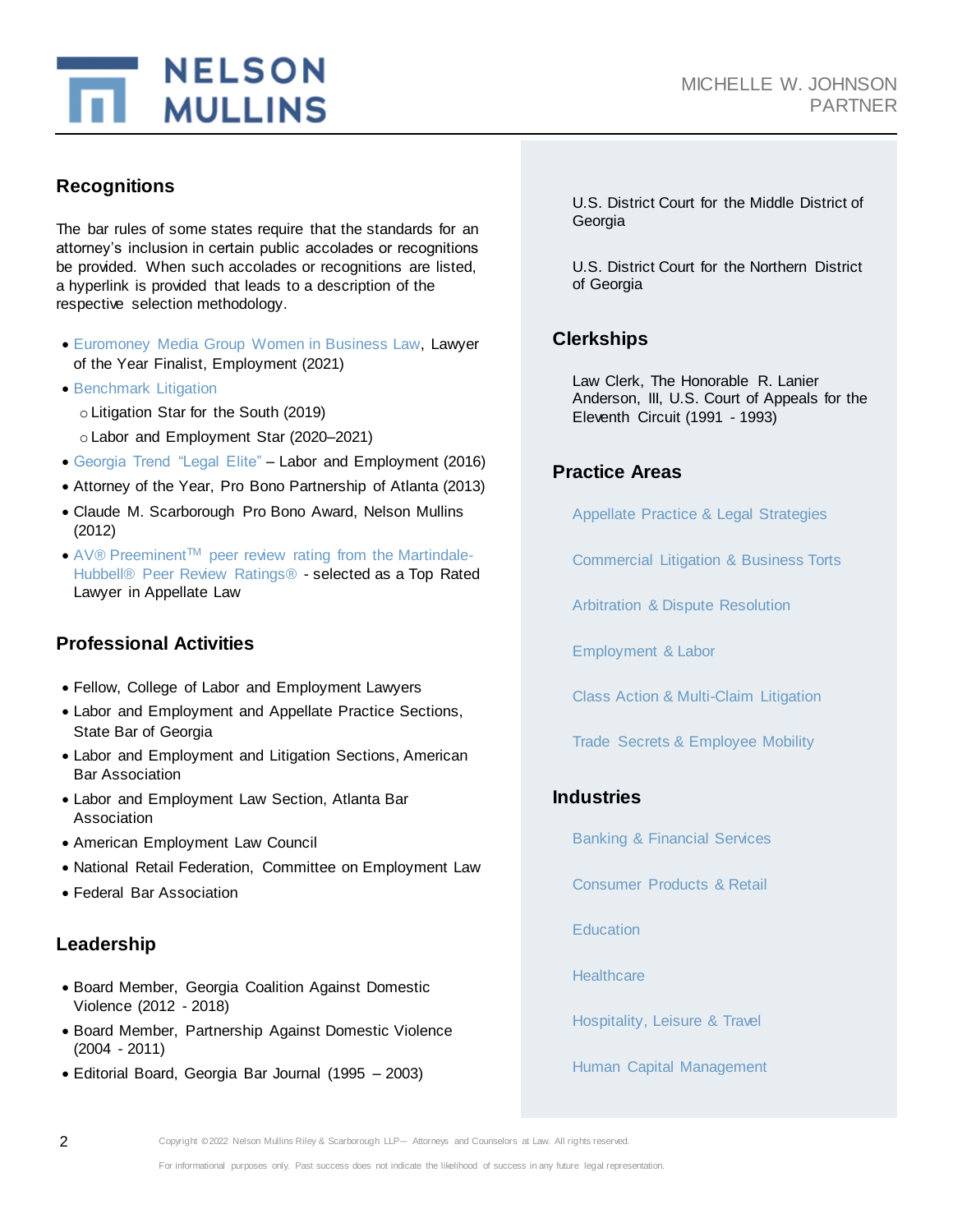## Recognitions

The bar rules of some states require that the standards for an attorney's inclusion in certain public accolades or recognitions be provided. When such accolades or recognitions are listed, a hyperlink is provided that leads to a description of the respective selection methodology.

- Euromoney Media Group Women in Business Law, Lawyer of the Year Finalist, Employment (2021)
- Benchmark Litigation
  - Litigation Star for the South (2019)
  - Labor and Employment Star (2020–2021)
- Georgia Trend "Legal Elite" – Labor and Employment (2016)
- Attorney of the Year, Pro Bono Partnership of Atlanta (2013)
- Claude M. Scarborough Pro Bono Award, Nelson Mullins (2012)
- AV® Preeminent™ peer review rating from the Martindale-Hubbell® Peer Review Ratings® - selected as a Top Rated Lawyer in Appellate Law

## Professional Activities

- Fellow, College of Labor and Employment Lawyers
- Labor and Employment and Appellate Practice Sections, State Bar of Georgia
- Labor and Employment and Litigation Sections, American Bar Association
- Labor and Employment Law Section, Atlanta Bar Association
- American Employment Law Council
- National Retail Federation, Committee on Employment Law
- Federal Bar Association

## Leadership

- Board Member, Georgia Coalition Against Domestic Violence (2012 - 2018)
- Board Member, Partnership Against Domestic Violence (2004 - 2011)
- Editorial Board, Georgia Bar Journal (1995 – 2003)

U.S. District Court for the Middle District of Georgia

U.S. District Court for the Northern District of Georgia

## Clerkships

Law Clerk, The Honorable R. Lanier Anderson, III, U.S. Court of Appeals for the Eleventh Circuit (1991 - 1993)

## Practice Areas

Appellate Practice & Legal Strategies

Commercial Litigation & Business Torts

Arbitration & Dispute Resolution

Employment & Labor

Class Action & Multi-Claim Litigation

Trade Secrets & Employee Mobility

## Industries

Banking & Financial Services

Consumer Products & Retail

Education

Healthcare

Hospitality, Leisure & Travel

Human Capital Management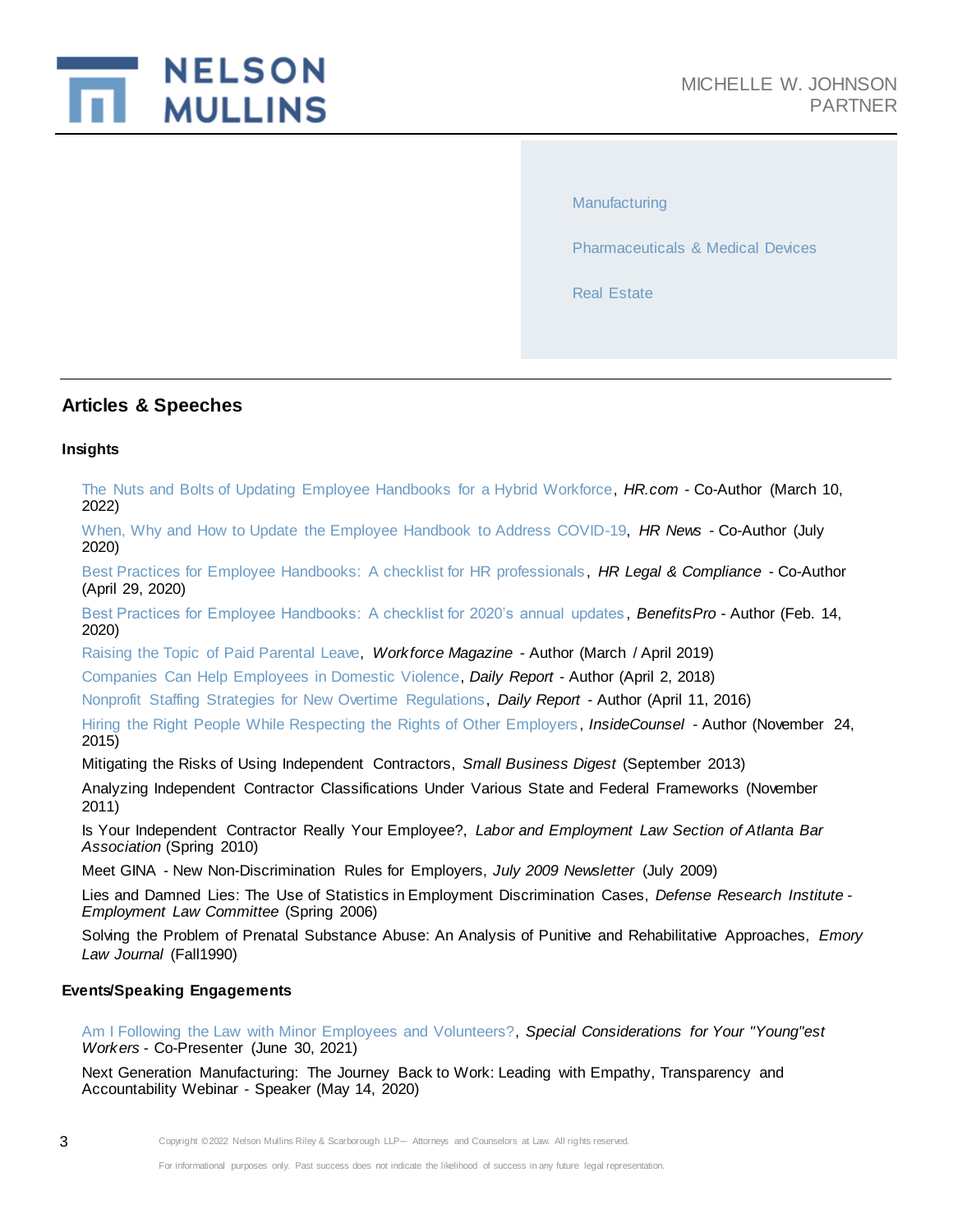Manufacturing

Pharmaceuticals & Medical Devices

Real Estate

## Articles & Speeches

### Insights

The Nuts and Bolts of Updating Employee Handbooks for a Hybrid Workforce, *HR.com* - Co-Author (March 10, 2022)

When, Why and How to Update the Employee Handbook to Address COVID-19, *HR News* - Co-Author (July 2020)

Best Practices for Employee Handbooks: A checklist for HR professionals, *HR Legal & Compliance* - Co-Author (April 29, 2020)

Best Practices for Employee Handbooks: A checklist for 2020's annual updates, *BenefitsPro* - Author (Feb. 14, 2020)

Raising the Topic of Paid Parental Leave, *Workforce Magazine* - Author (March / April 2019)

Companies Can Help Employees in Domestic Violence, *Daily Report* - Author (April 2, 2018)

Nonprofit Staffing Strategies for New Overtime Regulations, *Daily Report* - Author (April 11, 2016)

Hiring the Right People While Respecting the Rights of Other Employers, *InsideCounsel* - Author (November 24, 2015)

Mitigating the Risks of Using Independent Contractors, *Small Business Digest* (September 2013)

Analyzing Independent Contractor Classifications Under Various State and Federal Frameworks (November 2011)

Is Your Independent Contractor Really Your Employee?, *Labor and Employment Law Section of Atlanta Bar Association* (Spring 2010)

Meet GINA - New Non-Discrimination Rules for Employers, *July 2009 Newsletter* (July 2009)

Lies and Damned Lies: The Use of Statistics in Employment Discrimination Cases, *Defense Research Institute - Employment Law Committee* (Spring 2006)

Solving the Problem of Prenatal Substance Abuse: An Analysis of Punitive and Rehabilitative Approaches, *Emory Law Journal* (Fall1990)

### Events/Speaking Engagements

Am I Following the Law with Minor Employees and Volunteers?, *Special Considerations for Your "Young"est Workers* - Co-Presenter (June 30, 2021)

Next Generation Manufacturing: The Journey Back to Work: Leading with Empathy, Transparency and Accountability Webinar - Speaker (May 14, 2020)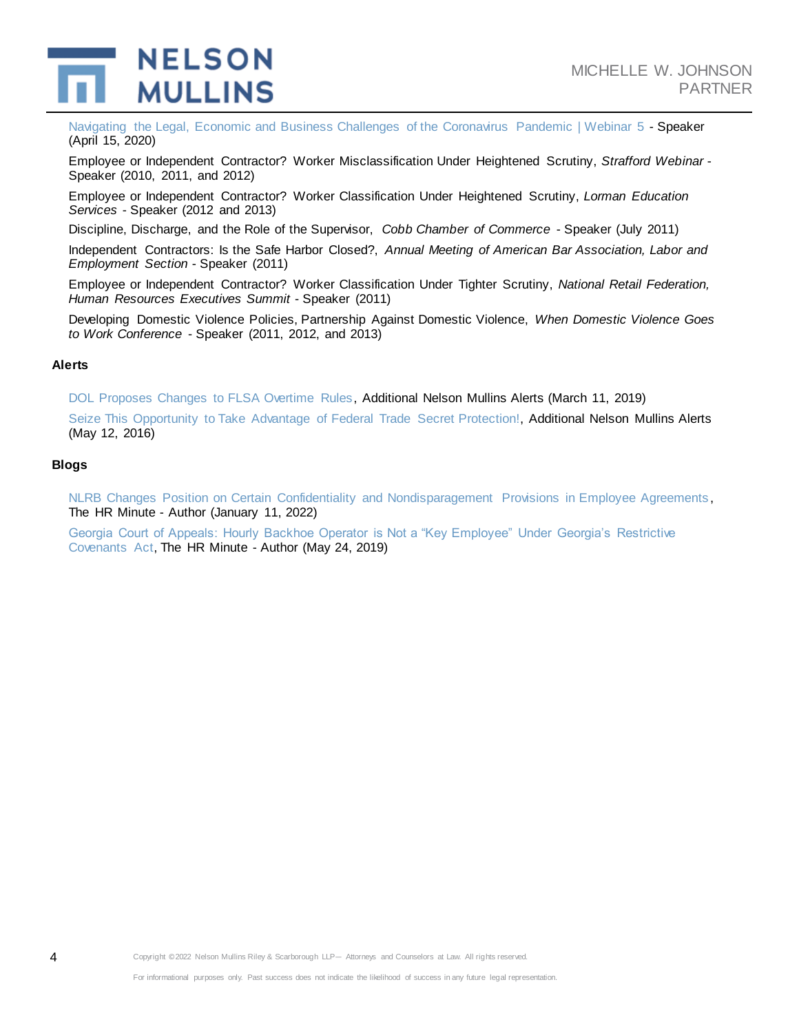Navigating the Legal, Economic and Business Challenges of the Coronavirus Pandemic | Webinar 5 - Speaker (April 15, 2020)

Employee or Independent Contractor? Worker Misclassification Under Heightened Scrutiny, *Strafford Webinar* - Speaker (2010, 2011, and 2012)

Employee or Independent Contractor? Worker Classification Under Heightened Scrutiny, *Lorman Education Services* - Speaker (2012 and 2013)

Discipline, Discharge, and the Role of the Supervisor, *Cobb Chamber of Commerce* - Speaker (July 2011)

Independent Contractors: Is the Safe Harbor Closed?, *Annual Meeting of American Bar Association, Labor and Employment Section* - Speaker (2011)

Employee or Independent Contractor? Worker Classification Under Tighter Scrutiny, *National Retail Federation, Human Resources Executives Summit* - Speaker (2011)

Developing Domestic Violence Policies, Partnership Against Domestic Violence, *When Domestic Violence Goes to Work Conference* - Speaker (2011, 2012, and 2013)

**Alerts**

DOL Proposes Changes to FLSA Overtime Rules, Additional Nelson Mullins Alerts (March 11, 2019)

Seize This Opportunity to Take Advantage of Federal Trade Secret Protection!, Additional Nelson Mullins Alerts (May 12, 2016)

**Blogs**

NLRB Changes Position on Certain Confidentiality and Nondisparagement Provisions in Employee Agreements, The HR Minute - Author (January 11, 2022)

Georgia Court of Appeals: Hourly Backhoe Operator is Not a "Key Employee" Under Georgia's Restrictive Covenants Act, The HR Minute - Author (May 24, 2019)